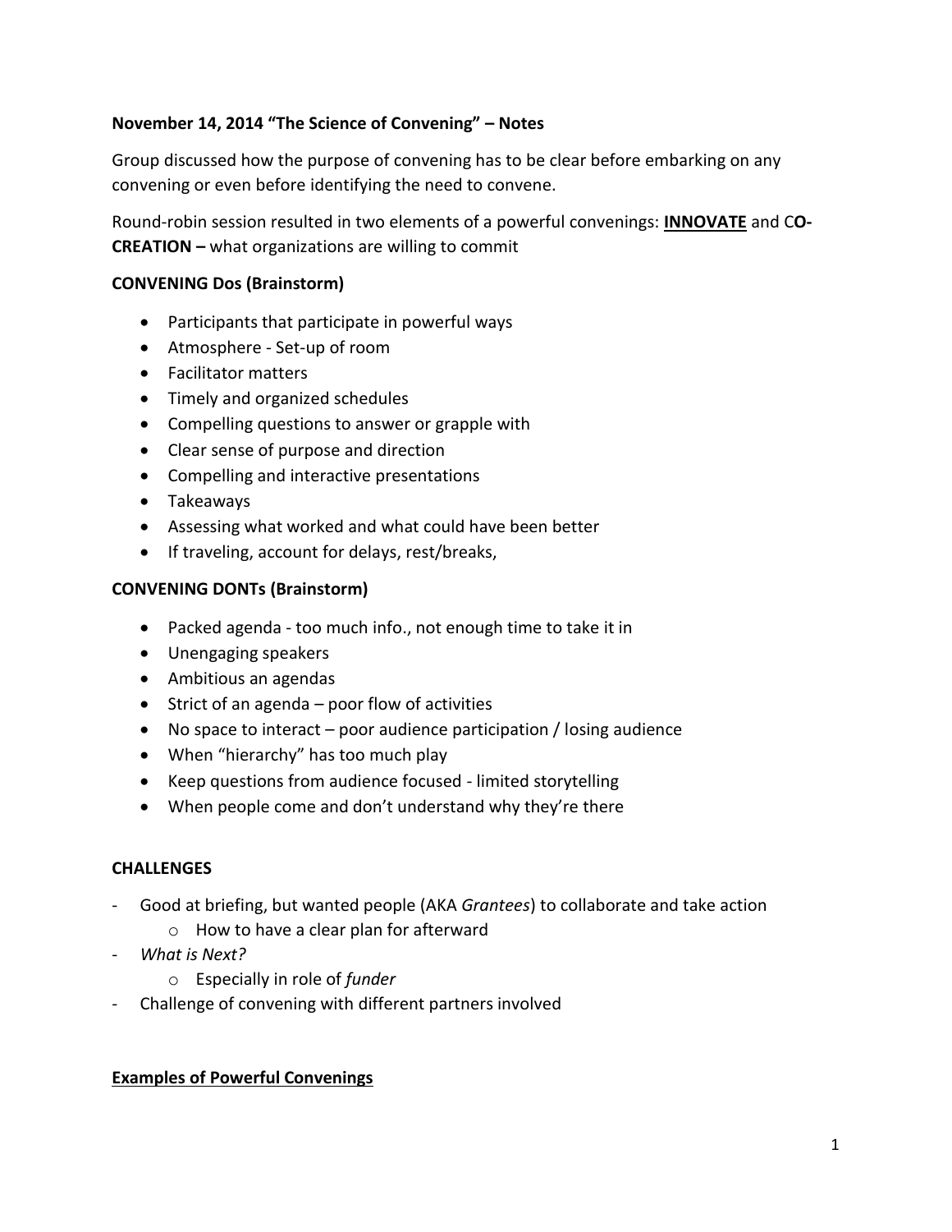**November 14, 2014 "The Science of Convening" – Notes**

Group discussed how the purpose of convening has to be clear before embarking on any convening or even before identifying the need to convene.

Round-robin session resulted in two elements of a powerful convenings: **INNOVATE** and C**O-CREATION –** what organizations are willing to commit

**CONVENING Dos (Brainstorm)**

- Participants that participate in powerful ways
- Atmosphere - Set-up of room
- Facilitator matters
- Timely and organized schedules
- Compelling questions to answer or grapple with
- Clear sense of purpose and direction
- Compelling and interactive presentations
- Takeaways
- Assessing what worked and what could have been better
- If traveling, account for delays, rest/breaks,

**CONVENING DONTs (Brainstorm)**

- Packed agenda - too much info., not enough time to take it in
- Unengaging speakers
- Ambitious an agendas
- Strict of an agenda – poor flow of activities
- No space to interact – poor audience participation / losing audience
- When "hierarchy" has too much play
- Keep questions from audience focused - limited storytelling
- When people come and don't understand why they're there

**CHALLENGES**

- Good at briefing, but wanted people (AKA *Grantees*) to collaborate and take action
  - How to have a clear plan for afterward
- *What is Next?*
  - Especially in role of *funder*
- Challenge of convening with different partners involved

**Examples of Powerful Convenings**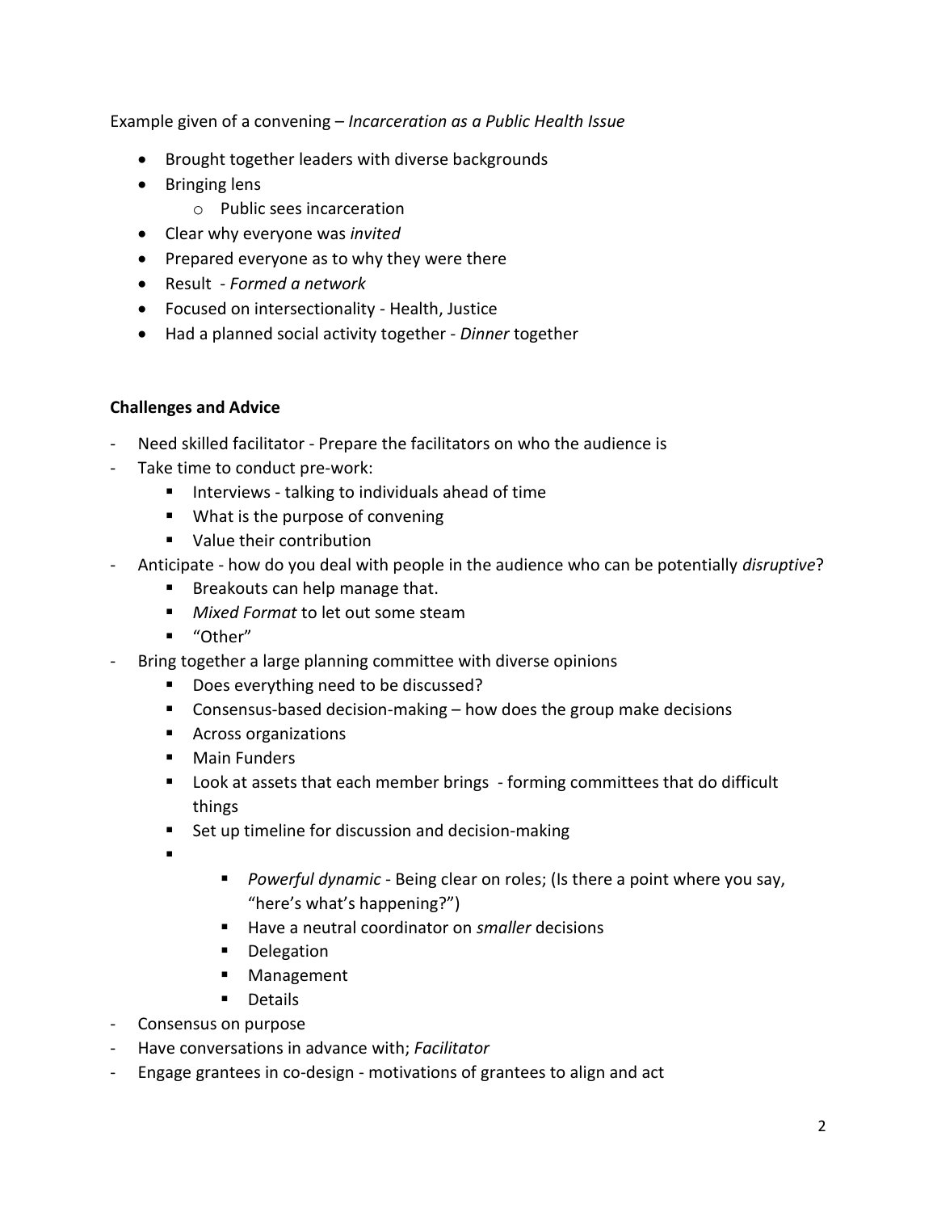Example given of a convening – *Incarceration as a Public Health Issue*

- Brought together leaders with diverse backgrounds
- Bringing lens
    - Public sees incarceration
- Clear why everyone was *invited*
- Prepared everyone as to why they were there
- Result - *Formed a network*
- Focused on intersectionality - Health, Justice
- Had a planned social activity together - *Dinner* together

**Challenges and Advice**

- Need skilled facilitator - Prepare the facilitators on who the audience is
- Take time to conduct pre-work:
    - Interviews - talking to individuals ahead of time
    - What is the purpose of convening
    - Value their contribution
- Anticipate - how do you deal with people in the audience who can be potentially *disruptive*?
    - Breakouts can help manage that.
    - *Mixed Format* to let out some steam
    - "Other"
- Bring together a large planning committee with diverse opinions
    - Does everything need to be discussed?
    - Consensus-based decision-making – how does the group make decisions
    - Across organizations
    - Main Funders
    - Look at assets that each member brings - forming committees that do difficult things
    - Set up timeline for discussion and decision-making
    - 
        - *Powerful dynamic* - Being clear on roles; (Is there a point where you say, "here's what's happening?")
        - Have a neutral coordinator on *smaller* decisions
        - Delegation
        - Management
        - Details
- Consensus on purpose
- Have conversations in advance with; *Facilitator*
- Engage grantees in co-design - motivations of grantees to align and act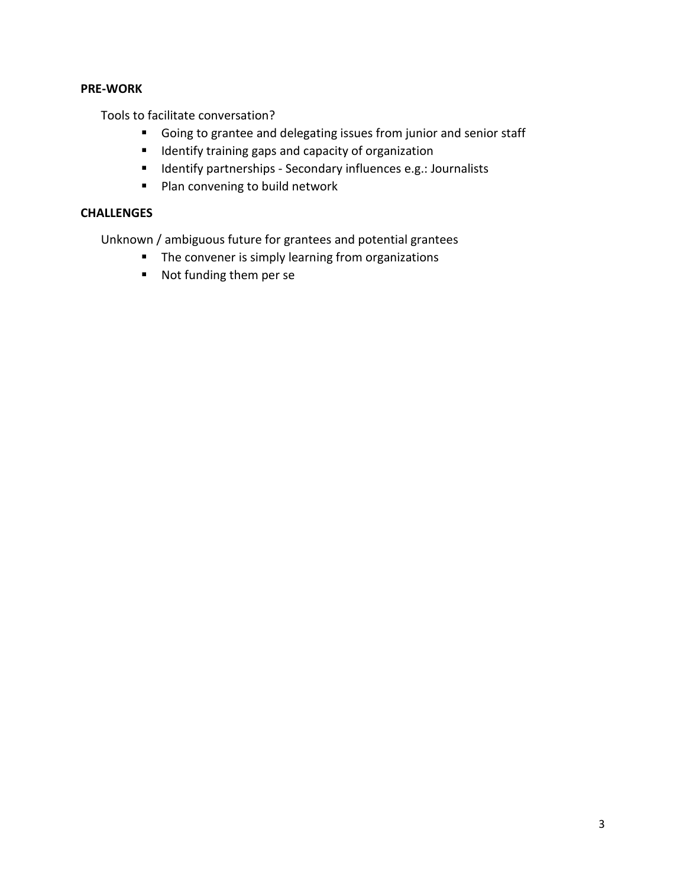**PRE-WORK**

Tools to facilitate conversation?

- Going to grantee and delegating issues from junior and senior staff
- Identify training gaps and capacity of organization
- Identify partnerships - Secondary influences e.g.: Journalists
- Plan convening to build network

**CHALLENGES**

Unknown / ambiguous future for grantees and potential grantees

- The convener is simply learning from organizations
- Not funding them per se